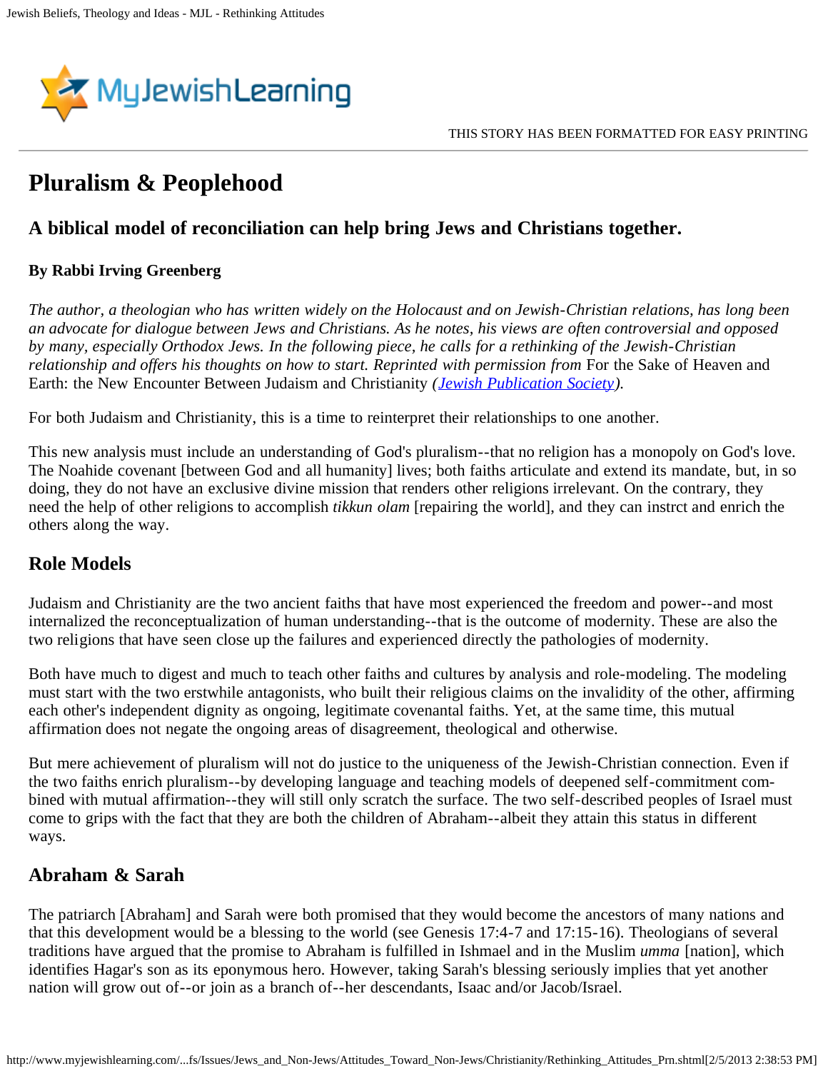# Pluralism & Peoplehood

## A biblical model of reconciliation can help bring Jews and Christians together.

**By Rabbi Irving Greenberg**

*The author, a theologian who has written widely on the Holocaust and on Jewish-Christian relations, has long been an advocate for dialogue between Jews and Christians. As he notes, his views are often controversial and opposed by many, especially Orthodox Jews. In the following piece, he calls for a rethinking of the Jewish-Christian relationship and offers his thoughts on how to start. Reprinted with permission from* For the Sake of Heaven and Earth: the New Encounter Between Judaism and Christianity *(Jewish Publication Society).*

For both Judaism and Christianity, this is a time to reinterpret their relationships to one another.

This new analysis must include an understanding of God's pluralism--that no religion has a monopoly on God's love. The Noahide covenant [between God and all humanity] lives; both faiths articulate and extend its mandate, but, in so doing, they do not have an exclusive divine mission that renders other religions irrelevant. On the contrary, they need the help of other religions to accomplish *tikkun olam* [repairing the world], and they can instrct and enrich the others along the way.

## Role Models

Judaism and Christianity are the two ancient faiths that have most experienced the freedom and power--and most internalized the reconceptualization of human understanding--that is the outcome of modernity. These are also the two religions that have seen close up the failures and experienced directly the pathologies of modernity.

Both have much to digest and much to teach other faiths and cultures by analysis and role-modeling. The modeling must start with the two erstwhile antagonists, who built their religious claims on the invalidity of the other, affirming each other's independent dignity as ongoing, legitimate covenantal faiths. Yet, at the same time, this mutual affirmation does not negate the ongoing areas of disagreement, theological and otherwise.

But mere achievement of pluralism will not do justice to the uniqueness of the Jewish-Christian connection. Even if the two faiths enrich pluralism--by developing language and teaching models of deepened self-commitment combined with mutual affirmation--they will still only scratch the surface. The two self-described peoples of Israel must come to grips with the fact that they are both the children of Abraham--albeit they attain this status in different ways.

## Abraham & Sarah

The patriarch [Abraham] and Sarah were both promised that they would become the ancestors of many nations and that this development would be a blessing to the world (see Genesis 17:4-7 and 17:15-16). Theologians of several traditions have argued that the promise to Abraham is fulfilled in Ishmael and in the Muslim *umma* [nation], which identifies Hagar's son as its eponymous hero. However, taking Sarah's blessing seriously implies that yet another nation will grow out of--or join as a branch of--her descendants, Isaac and/or Jacob/Israel.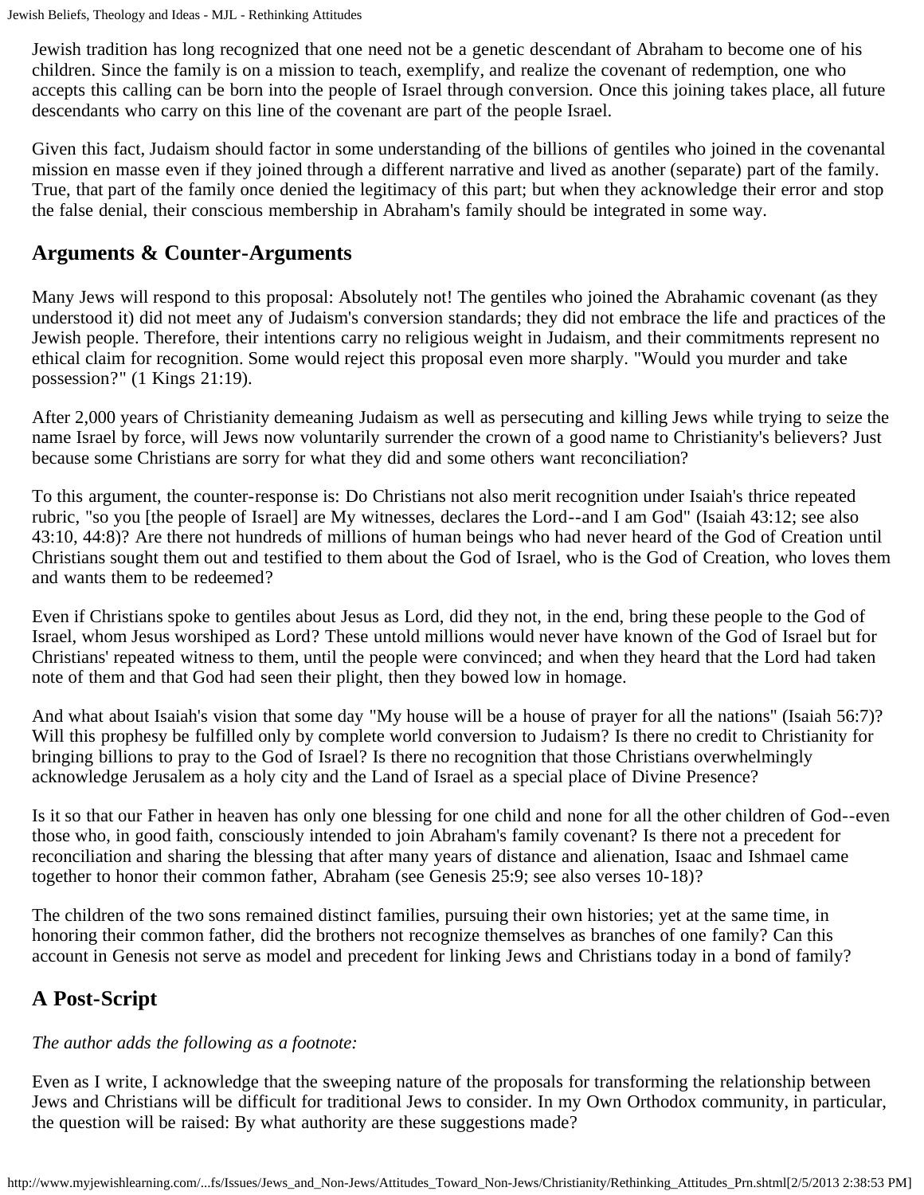Jewish tradition has long recognized that one need not be a genetic descendant of Abraham to become one of his children. Since the family is on a mission to teach, exemplify, and realize the covenant of redemption, one who accepts this calling can be born into the people of Israel through conversion. Once this joining takes place, all future descendants who carry on this line of the covenant are part of the people Israel.

Given this fact, Judaism should factor in some understanding of the billions of gentiles who joined in the covenantal mission en masse even if they joined through a different narrative and lived as another (separate) part of the family. True, that part of the family once denied the legitimacy of this part; but when they acknowledge their error and stop the false denial, their conscious membership in Abraham's family should be integrated in some way.

## Arguments & Counter-Arguments

Many Jews will respond to this proposal: Absolutely not! The gentiles who joined the Abrahamic covenant (as they understood it) did not meet any of Judaism's conversion standards; they did not embrace the life and practices of the Jewish people. Therefore, their intentions carry no religious weight in Judaism, and their commitments represent no ethical claim for recognition. Some would reject this proposal even more sharply. "Would you murder and take possession?" (1 Kings 21:19).

After 2,000 years of Christianity demeaning Judaism as well as persecuting and killing Jews while trying to seize the name Israel by force, will Jews now voluntarily surrender the crown of a good name to Christianity's believers? Just because some Christians are sorry for what they did and some others want reconciliation?

To this argument, the counter-response is: Do Christians not also merit recognition under Isaiah's thrice repeated rubric, "so you [the people of Israel] are My witnesses, declares the Lord--and I am God" (Isaiah 43:12; see also 43:10, 44:8)? Are there not hundreds of millions of human beings who had never heard of the God of Creation until Christians sought them out and testified to them about the God of Israel, who is the God of Creation, who loves them and wants them to be redeemed?

Even if Christians spoke to gentiles about Jesus as Lord, did they not, in the end, bring these people to the God of Israel, whom Jesus worshiped as Lord? These untold millions would never have known of the God of Israel but for Christians' repeated witness to them, until the people were convinced; and when they heard that the Lord had taken note of them and that God had seen their plight, then they bowed low in homage.

And what about Isaiah's vision that some day "My house will be a house of prayer for all the nations" (Isaiah 56:7)? Will this prophesy be fulfilled only by complete world conversion to Judaism? Is there no credit to Christianity for bringing billions to pray to the God of Israel? Is there no recognition that those Christians overwhelmingly acknowledge Jerusalem as a holy city and the Land of Israel as a special place of Divine Presence?

Is it so that our Father in heaven has only one blessing for one child and none for all the other children of God--even those who, in good faith, consciously intended to join Abraham's family covenant? Is there not a precedent for reconciliation and sharing the blessing that after many years of distance and alienation, Isaac and Ishmael came together to honor their common father, Abraham (see Genesis 25:9; see also verses 10-18)?

The children of the two sons remained distinct families, pursuing their own histories; yet at the same time, in honoring their common father, did the brothers not recognize themselves as branches of one family? Can this account in Genesis not serve as model and precedent for linking Jews and Christians today in a bond of family?

## A Post-Script

*The author adds the following as a footnote:*

Even as I write, I acknowledge that the sweeping nature of the proposals for transforming the relationship between Jews and Christians will be difficult for traditional Jews to consider. In my Own Orthodox community, in particular, the question will be raised: By what authority are these suggestions made?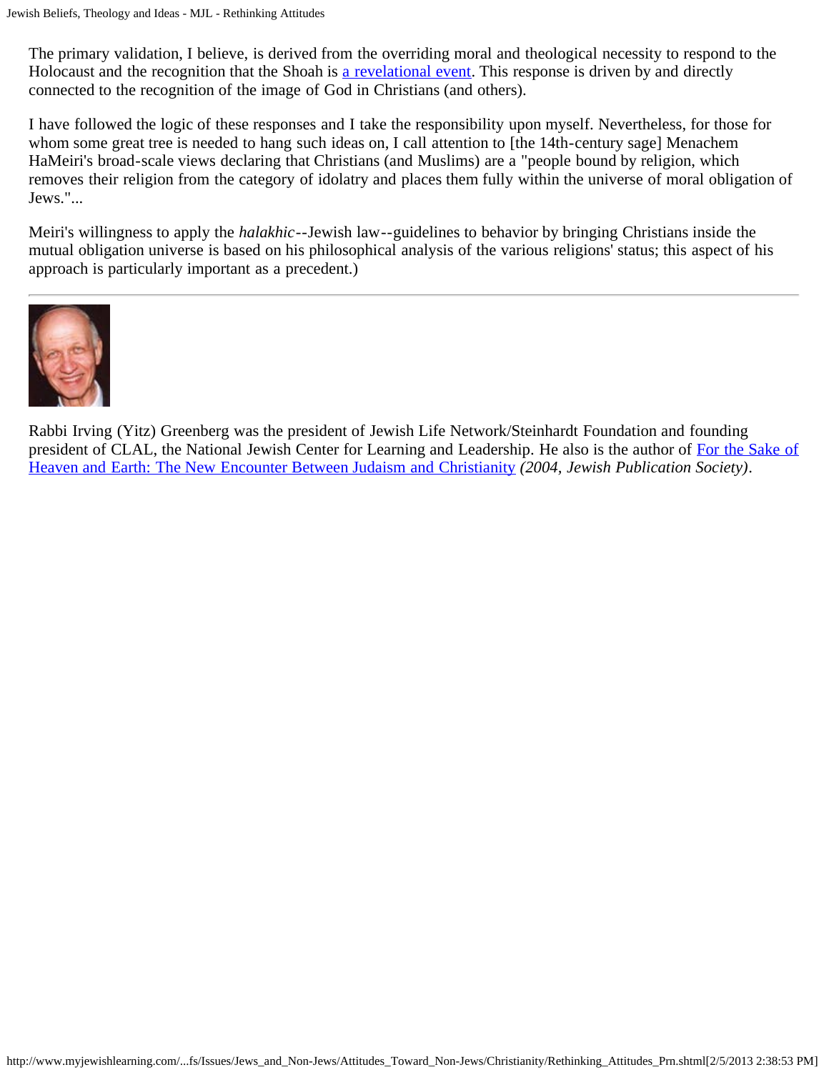The primary validation, I believe, is derived from the overriding moral and theological necessity to respond to the Holocaust and the recognition that the Shoah is a revelational event. This response is driven by and directly connected to the recognition of the image of God in Christians (and others).

I have followed the logic of these responses and I take the responsibility upon myself. Nevertheless, for those for whom some great tree is needed to hang such ideas on, I call attention to [the 14th-century sage] Menachem HaMeiri's broad-scale views declaring that Christians (and Muslims) are a "people bound by religion, which removes their religion from the category of idolatry and places them fully within the universe of moral obligation of Jews."...

Meiri's willingness to apply the *halakhic*--Jewish law--guidelines to behavior by bringing Christians inside the mutual obligation universe is based on his philosophical analysis of the various religions' status; this aspect of his approach is particularly important as a precedent.)

---

Rabbi Irving (Yitz) Greenberg was the president of Jewish Life Network/Steinhardt Foundation and founding president of CLAL, the National Jewish Center for Learning and Leadership. He also is the author of For the Sake of Heaven and Earth: The New Encounter Between Judaism and Christianity *(2004, Jewish Publication Society)*.